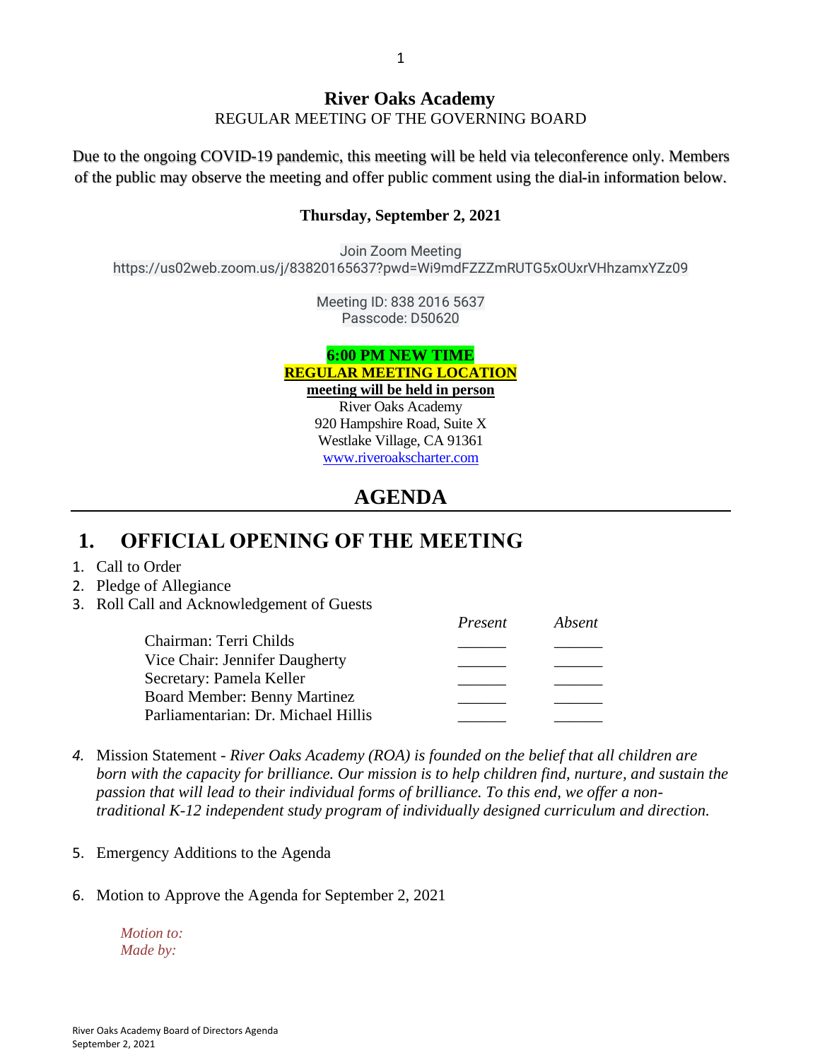# River Oaks Academy

REGULAR MEETING OF THE GOVERNING BOARD

Due to the ongoing COVID-19 pandemic, this meeting will be held via teleconference only. Members of the public may observe the meeting and offer public comment using the dial-in information below.

**Thursday, September 2, 2021**

Join Zoom Meeting
https://us02web.zoom.us/j/83820165637?pwd=Wi9mdFZZZmRUTG5xOUxrVHhzamxYZz09

Meeting ID: 838 2016 5637
Passcode: D50620

**6:00 PM NEW TIME**
**REGULAR MEETING LOCATION**
**meeting will be held in person**
River Oaks Academy
920 Hampshire Road, Suite X
Westlake Village, CA 91361
www.riveroakscharter.com

## AGENDA

## 1. OFFICIAL OPENING OF THE MEETING

1. Call to Order
2. Pledge of Allegiance
3. Roll Call and Acknowledgement of Guests

| | *Present* | *Absent* |
|---|---|---|
| Chairman: Terri Childs | ______ | ______ |
| Vice Chair: Jennifer Daugherty | ______ | ______ |
| Secretary: Pamela Keller | ______ | ______ |
| Board Member: Benny Martinez | ______ | ______ |
| Parliamentarian: Dr. Michael Hillis | ______ | ______ |

4. Mission Statement - *River Oaks Academy (ROA) is founded on the belief that all children are born with the capacity for brilliance. Our mission is to help children find, nurture, and sustain the passion that will lead to their individual forms of brilliance. To this end, we offer a non-traditional K-12 independent study program of individually designed curriculum and direction.*

5. Emergency Additions to the Agenda

6. Motion to Approve the Agenda for September 2, 2021

   *Motion to:*
   *Made by:*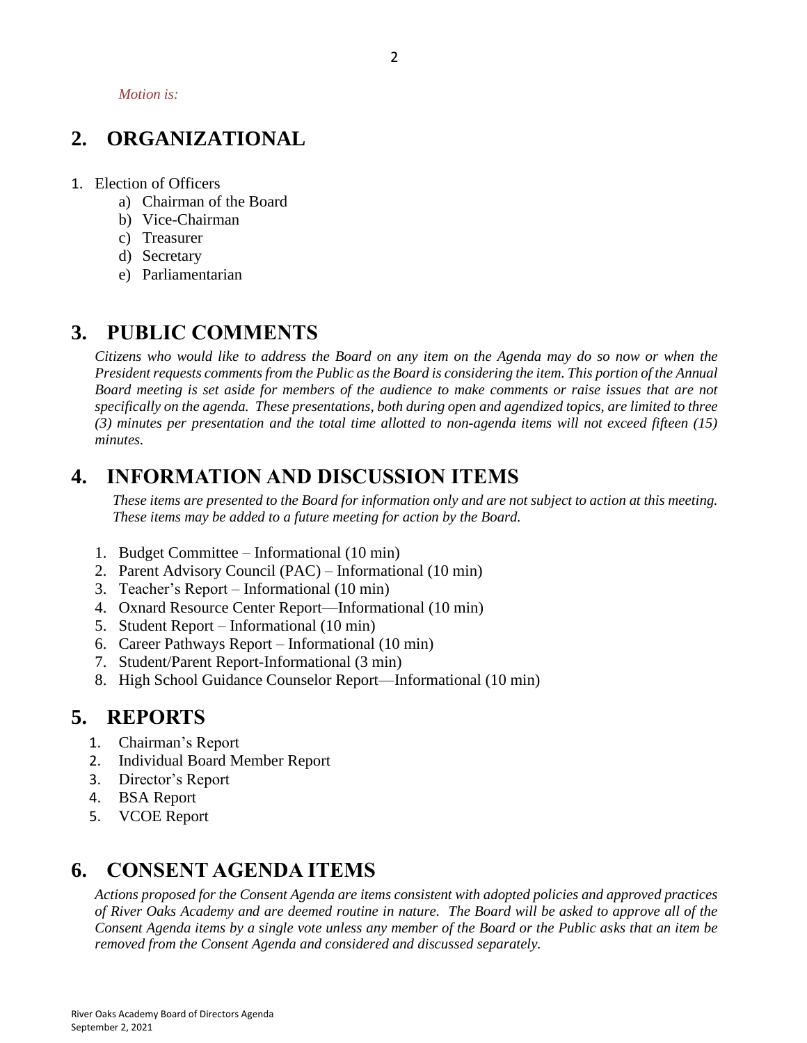*Motion is:*

## 2. ORGANIZATIONAL

1. Election of Officers
   a) Chairman of the Board
   b) Vice-Chairman
   c) Treasurer
   d) Secretary
   e) Parliamentarian

## 3. PUBLIC COMMENTS

*Citizens who would like to address the Board on any item on the Agenda may do so now or when the President requests comments from the Public as the Board is considering the item. This portion of the Annual Board meeting is set aside for members of the audience to make comments or raise issues that are not specifically on the agenda. These presentations, both during open and agendized topics, are limited to three (3) minutes per presentation and the total time allotted to non-agenda items will not exceed fifteen (15) minutes.*

## 4. INFORMATION AND DISCUSSION ITEMS

*These items are presented to the Board for information only and are not subject to action at this meeting. These items may be added to a future meeting for action by the Board.*

1. Budget Committee – Informational (10 min)
2. Parent Advisory Council (PAC) – Informational (10 min)
3. Teacher's Report – Informational (10 min)
4. Oxnard Resource Center Report—Informational (10 min)
5. Student Report – Informational (10 min)
6. Career Pathways Report – Informational (10 min)
7. Student/Parent Report-Informational (3 min)
8. High School Guidance Counselor Report—Informational (10 min)

## 5. REPORTS

1. Chairman's Report
2. Individual Board Member Report
3. Director's Report
4. BSA Report
5. VCOE Report

## 6. CONSENT AGENDA ITEMS

*Actions proposed for the Consent Agenda are items consistent with adopted policies and approved practices of River Oaks Academy and are deemed routine in nature. The Board will be asked to approve all of the Consent Agenda items by a single vote unless any member of the Board or the Public asks that an item be removed from the Consent Agenda and considered and discussed separately.*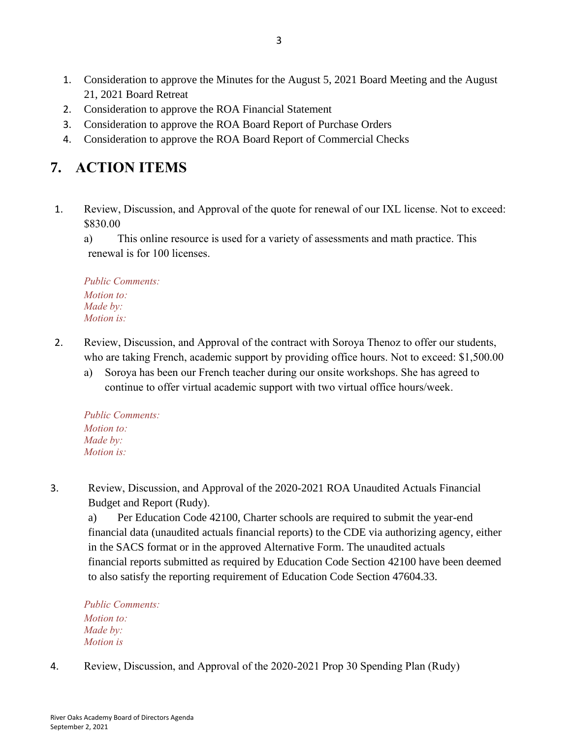1. Consideration to approve the Minutes for the August 5, 2021 Board Meeting and the August 21, 2021 Board Retreat
2. Consideration to approve the ROA Financial Statement
3. Consideration to approve the ROA Board Report of Purchase Orders
4. Consideration to approve the ROA Board Report of Commercial Checks

# 7. ACTION ITEMS

1. Review, Discussion, and Approval of the quote for renewal of our IXL license. Not to exceed: $830.00

   a) This online resource is used for a variety of assessments and math practice. This renewal is for 100 licenses.

   *Public Comments:*
   *Motion to:*
   *Made by:*
   *Motion is:*

2. Review, Discussion, and Approval of the contract with Soroya Thenoz to offer our students, who are taking French, academic support by providing office hours. Not to exceed: $1,500.00

   a) Soroya has been our French teacher during our onsite workshops. She has agreed to continue to offer virtual academic support with two virtual office hours/week.

   *Public Comments:*
   *Motion to:*
   *Made by:*
   *Motion is:*

3. Review, Discussion, and Approval of the 2020-2021 ROA Unaudited Actuals Financial Budget and Report (Rudy).

   a) Per Education Code 42100, Charter schools are required to submit the year-end financial data (unaudited actuals financial reports) to the CDE via authorizing agency, either in the SACS format or in the approved Alternative Form. The unaudited actuals financial reports submitted as required by Education Code Section 42100 have been deemed to also satisfy the reporting requirement of Education Code Section 47604.33.

   *Public Comments:*
   *Motion to:*
   *Made by:*
   *Motion is*

4. Review, Discussion, and Approval of the 2020-2021 Prop 30 Spending Plan (Rudy)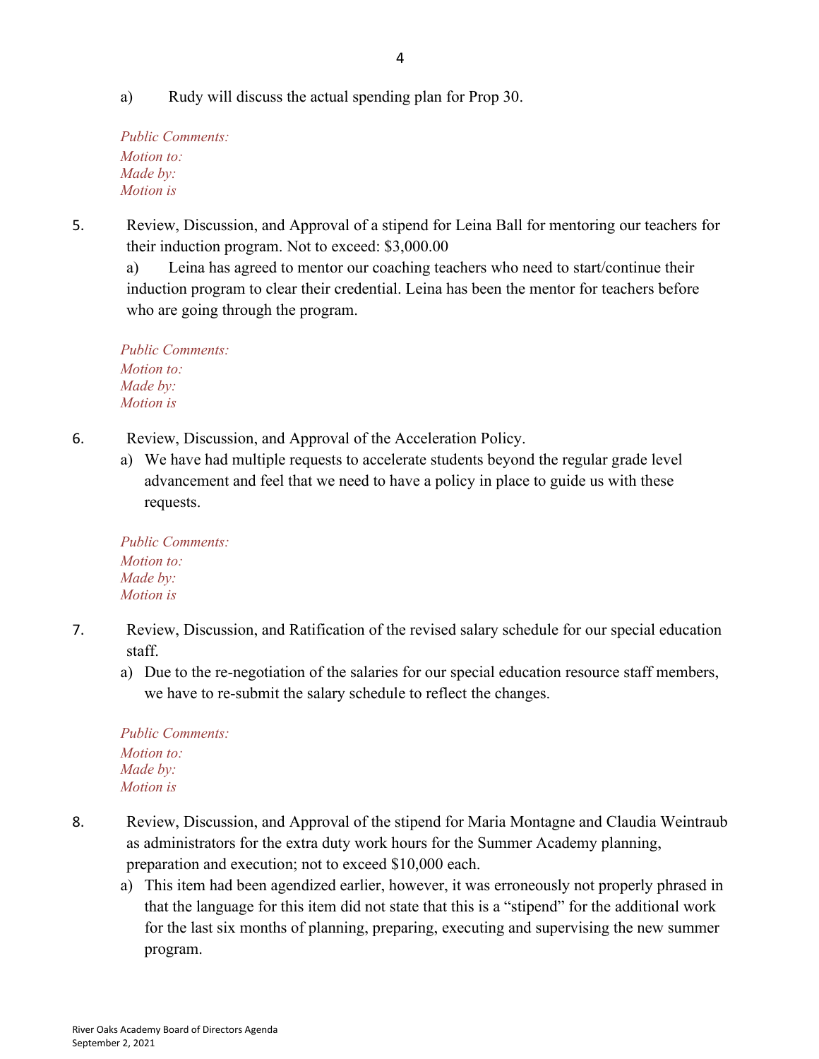a) Rudy will discuss the actual spending plan for Prop 30.

*Public Comments:*
*Motion to:*
*Made by:*
*Motion is*

5. Review, Discussion, and Approval of a stipend for Leina Ball for mentoring our teachers for their induction program. Not to exceed: $3,000.00

   a) Leina has agreed to mentor our coaching teachers who need to start/continue their induction program to clear their credential. Leina has been the mentor for teachers before who are going through the program.

*Public Comments:*
*Motion to:*
*Made by:*
*Motion is*

6. Review, Discussion, and Approval of the Acceleration Policy.

   a) We have had multiple requests to accelerate students beyond the regular grade level advancement and feel that we need to have a policy in place to guide us with these requests.

*Public Comments:*
*Motion to:*
*Made by:*
*Motion is*

7. Review, Discussion, and Ratification of the revised salary schedule for our special education staff.

   a) Due to the re-negotiation of the salaries for our special education resource staff members, we have to re-submit the salary schedule to reflect the changes.

*Public Comments:*
*Motion to:*
*Made by:*
*Motion is*

8. Review, Discussion, and Approval of the stipend for Maria Montagne and Claudia Weintraub as administrators for the extra duty work hours for the Summer Academy planning, preparation and execution; not to exceed $10,000 each.

   a) This item had been agendized earlier, however, it was erroneously not properly phrased in that the language for this item did not state that this is a "stipend" for the additional work for the last six months of planning, preparing, executing and supervising the new summer program.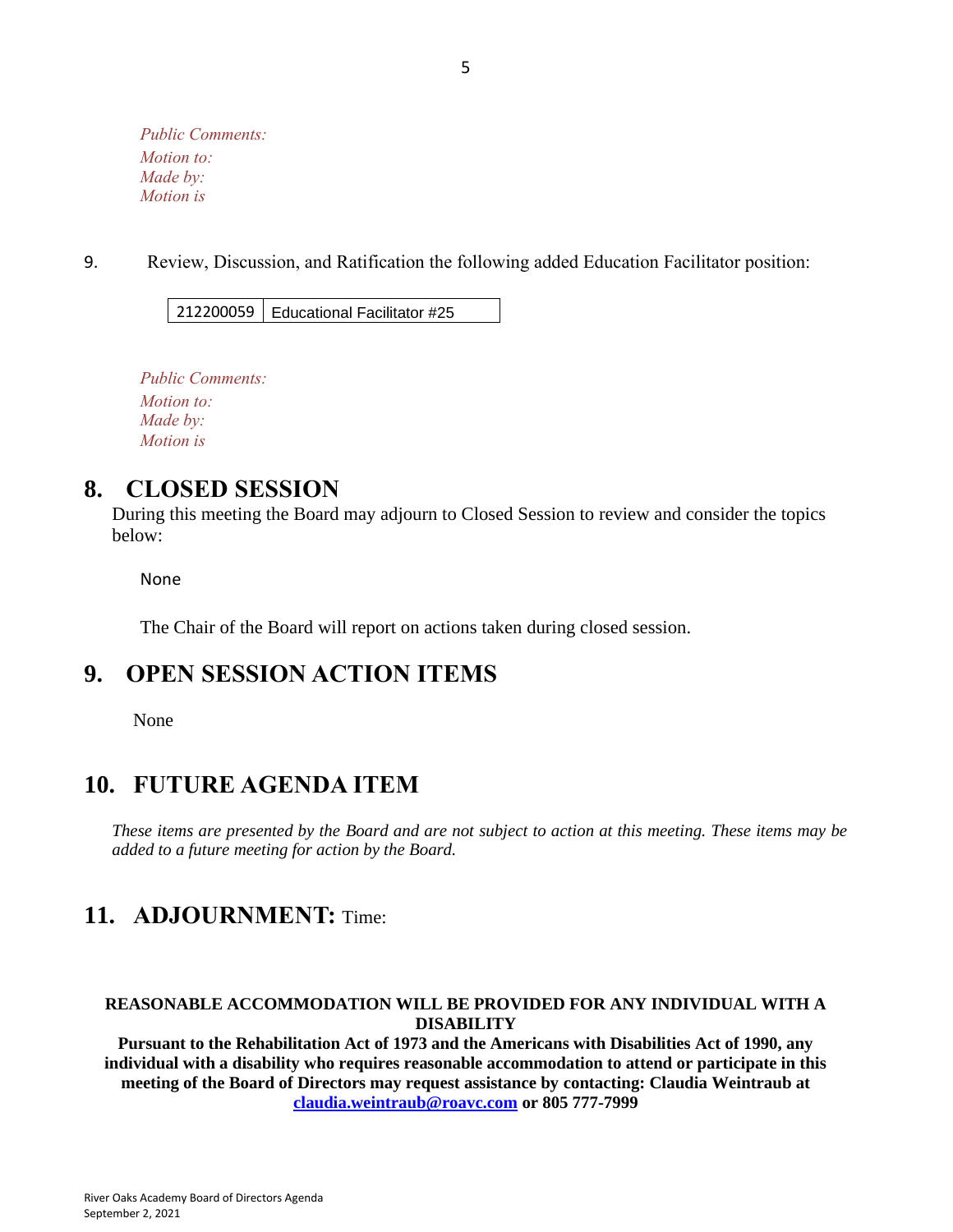*Public Comments:*
*Motion to:*
*Made by:*
*Motion is*

9. Review, Discussion, and Ratification the following added Education Facilitator position:

| | |
|---|---|
| 212200059 | Educational Facilitator #25 |

*Public Comments:*
*Motion to:*
*Made by:*
*Motion is*

## 8. CLOSED SESSION

During this meeting the Board may adjourn to Closed Session to review and consider the topics below:

None

The Chair of the Board will report on actions taken during closed session.

## 9. OPEN SESSION ACTION ITEMS

None

## 10. FUTURE AGENDA ITEM

*These items are presented by the Board and are not subject to action at this meeting. These items may be added to a future meeting for action by the Board.*

## 11. ADJOURNMENT: Time:

**REASONABLE ACCOMMODATION WILL BE PROVIDED FOR ANY INDIVIDUAL WITH A DISABILITY**
**Pursuant to the Rehabilitation Act of 1973 and the Americans with Disabilities Act of 1990, any individual with a disability who requires reasonable accommodation to attend or participate in this meeting of the Board of Directors may request assistance by contacting: Claudia Weintraub at [claudia.weintraub@roavc.com](mailto:claudia.weintraub@roavc.com) or 805 777-7999**